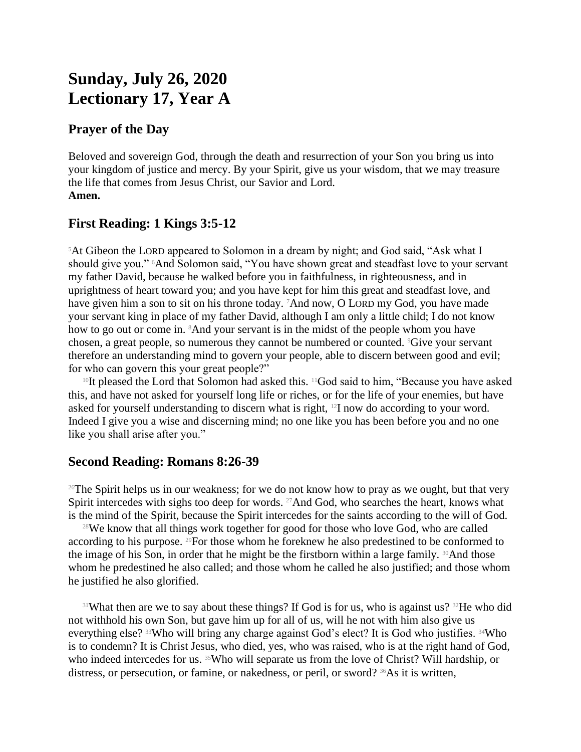# Sunday, July 26, 2020
# Lectionary 17, Year A

## Prayer of the Day

Beloved and sovereign God, through the death and resurrection of your Son you bring us into your kingdom of justice and mercy. By your Spirit, give us your wisdom, that we may treasure the life that comes from Jesus Christ, our Savior and Lord.
**Amen.**

## First Reading: 1 Kings 3:5-12

[5]At Gibeon the LORD appeared to Solomon in a dream by night; and God said, "Ask what I should give you." [6]And Solomon said, "You have shown great and steadfast love to your servant my father David, because he walked before you in faithfulness, in righteousness, and in uprightness of heart toward you; and you have kept for him this great and steadfast love, and have given him a son to sit on his throne today. [7]And now, O LORD my God, you have made your servant king in place of my father David, although I am only a little child; I do not know how to go out or come in. [8]And your servant is in the midst of the people whom you have chosen, a great people, so numerous they cannot be numbered or counted. [9]Give your servant therefore an understanding mind to govern your people, able to discern between good and evil; for who can govern this your great people?"

[10]It pleased the Lord that Solomon had asked this. [11]God said to him, "Because you have asked this, and have not asked for yourself long life or riches, or for the life of your enemies, but have asked for yourself understanding to discern what is right, [12]I now do according to your word. Indeed I give you a wise and discerning mind; no one like you has been before you and no one like you shall arise after you."

## Second Reading: Romans 8:26-39

[26]The Spirit helps us in our weakness; for we do not know how to pray as we ought, but that very Spirit intercedes with sighs too deep for words. [27]And God, who searches the heart, knows what is the mind of the Spirit, because the Spirit intercedes for the saints according to the will of God.

[28]We know that all things work together for good for those who love God, who are called according to his purpose. [29]For those whom he foreknew he also predestined to be conformed to the image of his Son, in order that he might be the firstborn within a large family. [30]And those whom he predestined he also called; and those whom he called he also justified; and those whom he justified he also glorified.

[31]What then are we to say about these things? If God is for us, who is against us? [32]He who did not withhold his own Son, but gave him up for all of us, will he not with him also give us everything else? [33]Who will bring any charge against God's elect? It is God who justifies. [34]Who is to condemn? It is Christ Jesus, who died, yes, who was raised, who is at the right hand of God, who indeed intercedes for us. [35]Who will separate us from the love of Christ? Will hardship, or distress, or persecution, or famine, or nakedness, or peril, or sword? [36]As it is written,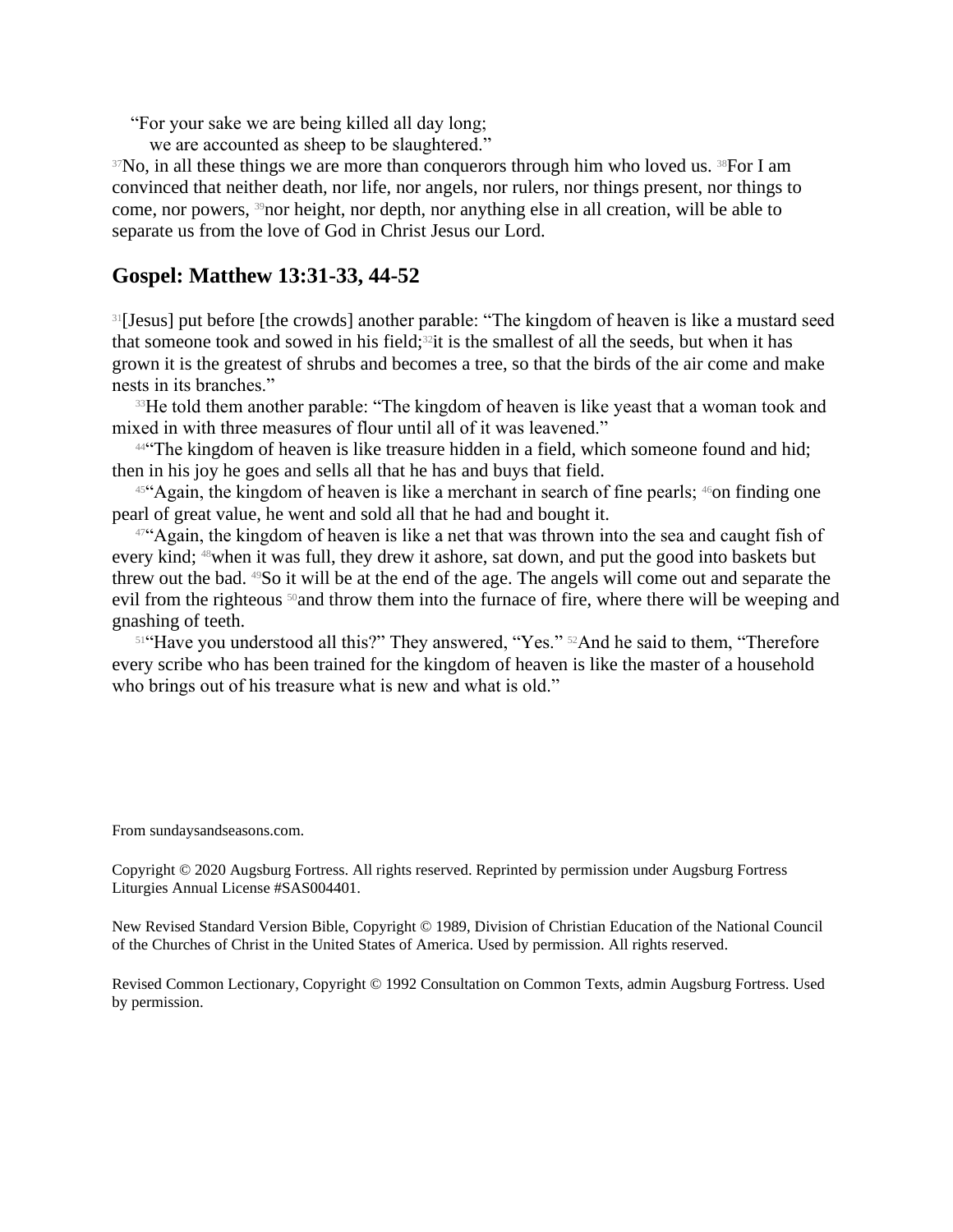"For your sake we are being killed all day long;
we are accounted as sheep to be slaughtered."

[37]No, in all these things we are more than conquerors through him who loved us. [38]For I am convinced that neither death, nor life, nor angels, nor rulers, nor things present, nor things to come, nor powers, [39]nor height, nor depth, nor anything else in all creation, will be able to separate us from the love of God in Christ Jesus our Lord.

## Gospel: Matthew 13:31-33, 44-52

[31][Jesus] put before [the crowds] another parable: "The kingdom of heaven is like a mustard seed that someone took and sowed in his field;[32]it is the smallest of all the seeds, but when it has grown it is the greatest of shrubs and becomes a tree, so that the birds of the air come and make nests in its branches."

[33]He told them another parable: "The kingdom of heaven is like yeast that a woman took and mixed in with three measures of flour until all of it was leavened."

[44]"The kingdom of heaven is like treasure hidden in a field, which someone found and hid; then in his joy he goes and sells all that he has and buys that field.

[45]"Again, the kingdom of heaven is like a merchant in search of fine pearls; [46]on finding one pearl of great value, he went and sold all that he had and bought it.

[47]"Again, the kingdom of heaven is like a net that was thrown into the sea and caught fish of every kind; [48]when it was full, they drew it ashore, sat down, and put the good into baskets but threw out the bad. [49]So it will be at the end of the age. The angels will come out and separate the evil from the righteous [50]and throw them into the furnace of fire, where there will be weeping and gnashing of teeth.

[51]"Have you understood all this?" They answered, "Yes." [52]And he said to them, "Therefore every scribe who has been trained for the kingdom of heaven is like the master of a household who brings out of his treasure what is new and what is old."

From sundaysandseasons.com.

Copyright © 2020 Augsburg Fortress. All rights reserved. Reprinted by permission under Augsburg Fortress Liturgies Annual License #SAS004401.

New Revised Standard Version Bible, Copyright © 1989, Division of Christian Education of the National Council of the Churches of Christ in the United States of America. Used by permission. All rights reserved.

Revised Common Lectionary, Copyright © 1992 Consultation on Common Texts, admin Augsburg Fortress. Used by permission.